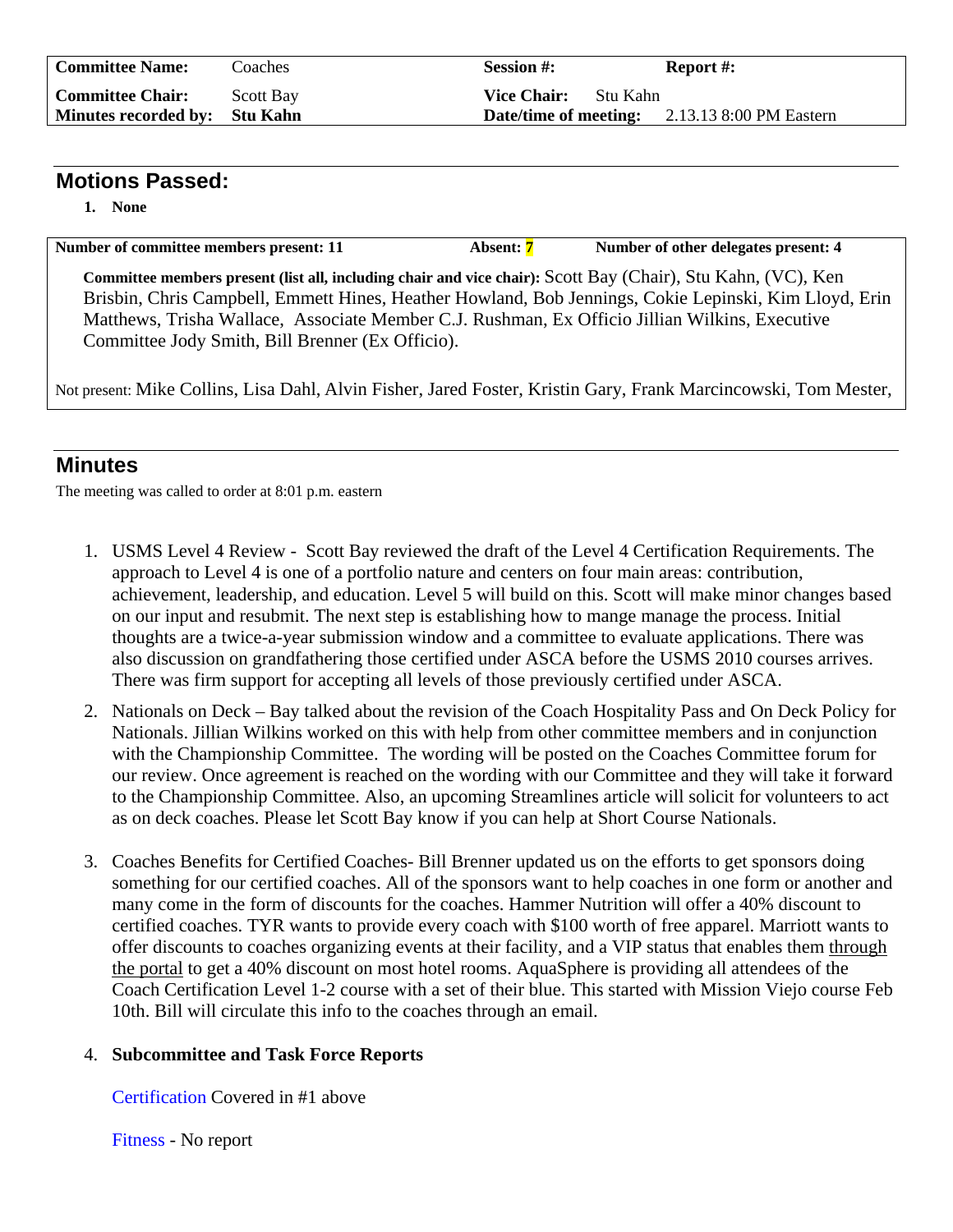| Committee Name: | Coaches | Session #: | Report #: |
|---|---|---|---|
| Committee Chair: | Scott Bay | Vice Chair: Stu Kahn | |
| Minutes recorded by: | Stu Kahn | Date/time of meeting: | 2.13.13 8:00 PM Eastern |

## Motions Passed:

1. **None**

**Number of committee members present: 11** **Absent: 7** **Number of other delegates present: 4**

**Committee members present (list all, including chair and vice chair):** Scott Bay (Chair), Stu Kahn, (VC), Ken Brisbin, Chris Campbell, Emmett Hines, Heather Howland, Bob Jennings, Cokie Lepinski, Kim Lloyd, Erin Matthews, Trisha Wallace, Associate Member C.J. Rushman, Ex Officio Jillian Wilkins, Executive Committee Jody Smith, Bill Brenner (Ex Officio).

Not present: Mike Collins, Lisa Dahl, Alvin Fisher, Jared Foster, Kristin Gary, Frank Marcincowski, Tom Mester,

## Minutes

The meeting was called to order at 8:01 p.m. eastern

1. USMS Level 4 Review - Scott Bay reviewed the draft of the Level 4 Certification Requirements. The approach to Level 4 is one of a portfolio nature and centers on four main areas: contribution, achievement, leadership, and education. Level 5 will build on this. Scott will make minor changes based on our input and resubmit. The next step is establishing how to mange manage the process. Initial thoughts are a twice-a-year submission window and a committee to evaluate applications. There was also discussion on grandfathering those certified under ASCA before the USMS 2010 courses arrives. There was firm support for accepting all levels of those previously certified under ASCA.

2. Nationals on Deck – Bay talked about the revision of the Coach Hospitality Pass and On Deck Policy for Nationals. Jillian Wilkins worked on this with help from other committee members and in conjunction with the Championship Committee. The wording will be posted on the Coaches Committee forum for our review. Once agreement is reached on the wording with our Committee and they will take it forward to the Championship Committee. Also, an upcoming Streamlines article will solicit for volunteers to act as on deck coaches. Please let Scott Bay know if you can help at Short Course Nationals.

3. Coaches Benefits for Certified Coaches- Bill Brenner updated us on the efforts to get sponsors doing something for our certified coaches. All of the sponsors want to help coaches in one form or another and many come in the form of discounts for the coaches. Hammer Nutrition will offer a 40% discount to certified coaches. TYR wants to provide every coach with $100 worth of free apparel. Marriott wants to offer discounts to coaches organizing events at their facility, and a VIP status that enables them through the portal to get a 40% discount on most hotel rooms. AquaSphere is providing all attendees of the Coach Certification Level 1-2 course with a set of their blue. This started with Mission Viejo course Feb 10th. Bill will circulate this info to the coaches through an email.

4. **Subcommittee and Task Force Reports**

   Certification Covered in #1 above

   Fitness - No report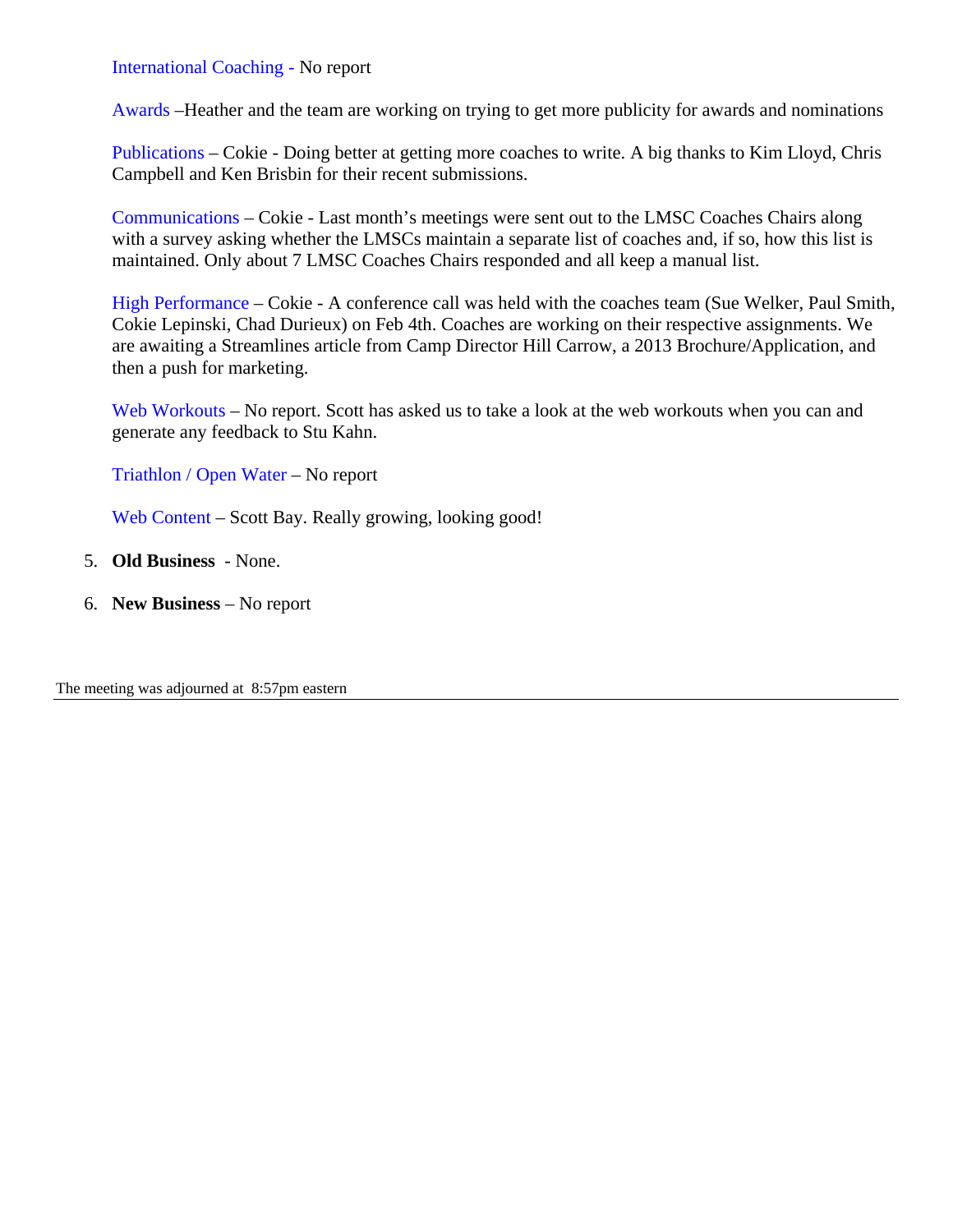International Coaching - No report

Awards –Heather and the team are working on trying to get more publicity for awards and nominations

Publications – Cokie - Doing better at getting more coaches to write. A big thanks to Kim Lloyd, Chris Campbell and Ken Brisbin for their recent submissions.

Communications – Cokie - Last month's meetings were sent out to the LMSC Coaches Chairs along with a survey asking whether the LMSCs maintain a separate list of coaches and, if so, how this list is maintained. Only about 7 LMSC Coaches Chairs responded and all keep a manual list.

High Performance – Cokie - A conference call was held with the coaches team (Sue Welker, Paul Smith, Cokie Lepinski, Chad Durieux) on Feb 4th. Coaches are working on their respective assignments. We are awaiting a Streamlines article from Camp Director Hill Carrow, a 2013 Brochure/Application, and then a push for marketing.

Web Workouts – No report. Scott has asked us to take a look at the web workouts when you can and generate any feedback to Stu Kahn.

Triathlon / Open Water – No report

Web Content – Scott Bay. Really growing, looking good!

5. **Old Business** - None.

6. **New Business** – No report

The meeting was adjourned at 8:57pm eastern